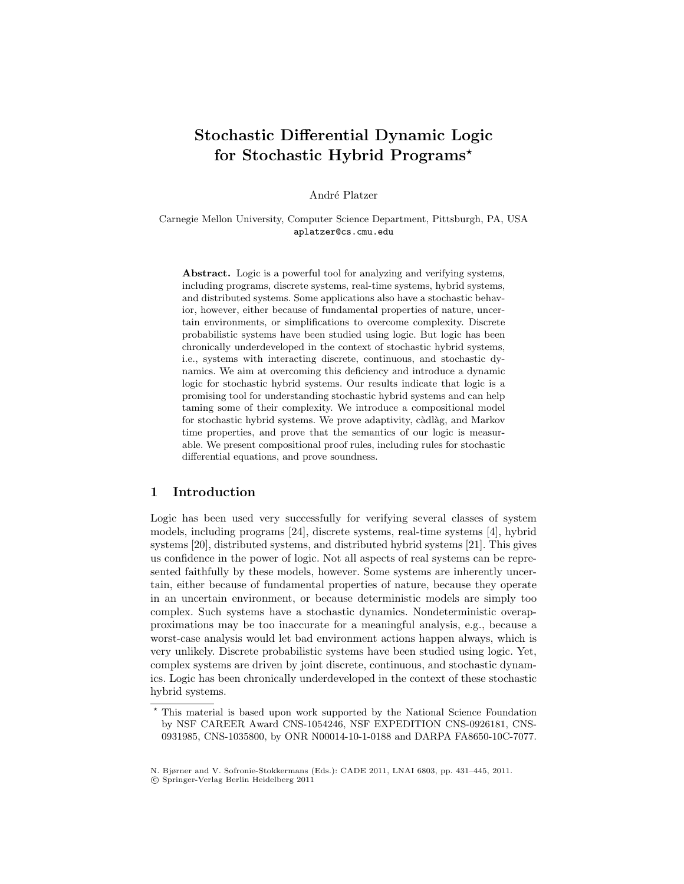# Stochastic Differential Dynamic Logic for Stochastic Hybrid Programs*

André Platzer

Carnegie Mellon University, Computer Science Department, Pittsburgh, PA, USA
aplatzer@cs.cmu.edu

**Abstract.** Logic is a powerful tool for analyzing and verifying systems, including programs, discrete systems, real-time systems, hybrid systems, and distributed systems. Some applications also have a stochastic behavior, however, either because of fundamental properties of nature, uncertain environments, or simplifications to overcome complexity. Discrete probabilistic systems have been studied using logic. But logic has been chronically underdeveloped in the context of stochastic hybrid systems, i.e., systems with interacting discrete, continuous, and stochastic dynamics. We aim at overcoming this deficiency and introduce a dynamic logic for stochastic hybrid systems. Our results indicate that logic is a promising tool for understanding stochastic hybrid systems and can help taming some of their complexity. We introduce a compositional model for stochastic hybrid systems. We prove adaptivity, càdlàg, and Markov time properties, and prove that the semantics of our logic is measurable. We present compositional proof rules, including rules for stochastic differential equations, and prove soundness.

## 1 Introduction

Logic has been used very successfully for verifying several classes of system models, including programs [24], discrete systems, real-time systems [4], hybrid systems [20], distributed systems, and distributed hybrid systems [21]. This gives us confidence in the power of logic. Not all aspects of real systems can be represented faithfully by these models, however. Some systems are inherently uncertain, either because of fundamental properties of nature, because they operate in an uncertain environment, or because deterministic models are simply too complex. Such systems have a stochastic dynamics. Nondeterministic overapproximations may be too inaccurate for a meaningful analysis, e.g., because a worst-case analysis would let bad environment actions happen always, which is very unlikely. Discrete probabilistic systems have been studied using logic. Yet, complex systems are driven by joint discrete, continuous, and stochastic dynamics. Logic has been chronically underdeveloped in the context of these stochastic hybrid systems.

* This material is based upon work supported by the National Science Foundation by NSF CAREER Award CNS-1054246, NSF EXPEDITION CNS-0926181, CNS-0931985, CNS-1035800, by ONR N00014-10-1-0188 and DARPA FA8650-10C-7077.

N. Bjørner and V. Sofronie-Stokkermans (Eds.): CADE 2011, LNAI 6803, pp. 431–445, 2011.
© Springer-Verlag Berlin Heidelberg 2011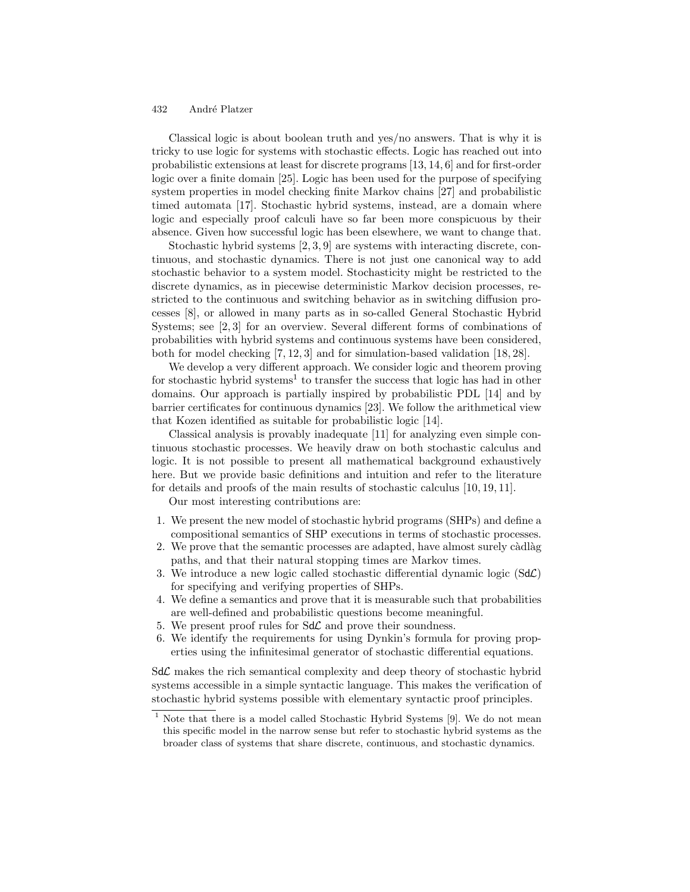Classical logic is about boolean truth and yes/no answers. That is why it is tricky to use logic for systems with stochastic effects. Logic has reached out into probabilistic extensions at least for discrete programs [13, 14, 6] and for first-order logic over a finite domain [25]. Logic has been used for the purpose of specifying system properties in model checking finite Markov chains [27] and probabilistic timed automata [17]. Stochastic hybrid systems, instead, are a domain where logic and especially proof calculi have so far been more conspicuous by their absence. Given how successful logic has been elsewhere, we want to change that.

Stochastic hybrid systems [2, 3, 9] are systems with interacting discrete, continuous, and stochastic dynamics. There is not just one canonical way to add stochastic behavior to a system model. Stochasticity might be restricted to the discrete dynamics, as in piecewise deterministic Markov decision processes, restricted to the continuous and switching behavior as in switching diffusion processes [8], or allowed in many parts as in so-called General Stochastic Hybrid Systems; see [2, 3] for an overview. Several different forms of combinations of probabilities with hybrid systems and continuous systems have been considered, both for model checking [7, 12, 3] and for simulation-based validation [18, 28].

We develop a very different approach. We consider logic and theorem proving for stochastic hybrid systems[1] to transfer the success that logic has had in other domains. Our approach is partially inspired by probabilistic PDL [14] and by barrier certificates for continuous dynamics [23]. We follow the arithmetical view that Kozen identified as suitable for probabilistic logic [14].

Classical analysis is provably inadequate [11] for analyzing even simple continuous stochastic processes. We heavily draw on both stochastic calculus and logic. It is not possible to present all mathematical background exhaustively here. But we provide basic definitions and intuition and refer to the literature for details and proofs of the main results of stochastic calculus [10, 19, 11].

Our most interesting contributions are:

1. We present the new model of stochastic hybrid programs (SHPs) and define a compositional semantics of SHP executions in terms of stochastic processes.
2. We prove that the semantic processes are adapted, have almost surely càdlàg paths, and that their natural stopping times are Markov times.
3. We introduce a new logic called stochastic differential dynamic logic (Sd$\mathcal{L}$) for specifying and verifying properties of SHPs.
4. We define a semantics and prove that it is measurable such that probabilities are well-defined and probabilistic questions become meaningful.
5. We present proof rules for Sd$\mathcal{L}$ and prove their soundness.
6. We identify the requirements for using Dynkin's formula for proving properties using the infinitesimal generator of stochastic differential equations.

Sd$\mathcal{L}$ makes the rich semantical complexity and deep theory of stochastic hybrid systems accessible in a simple syntactic language. This makes the verification of stochastic hybrid systems possible with elementary syntactic proof principles.

[1] Note that there is a model called Stochastic Hybrid Systems [9]. We do not mean this specific model in the narrow sense but refer to stochastic hybrid systems as the broader class of systems that share discrete, continuous, and stochastic dynamics.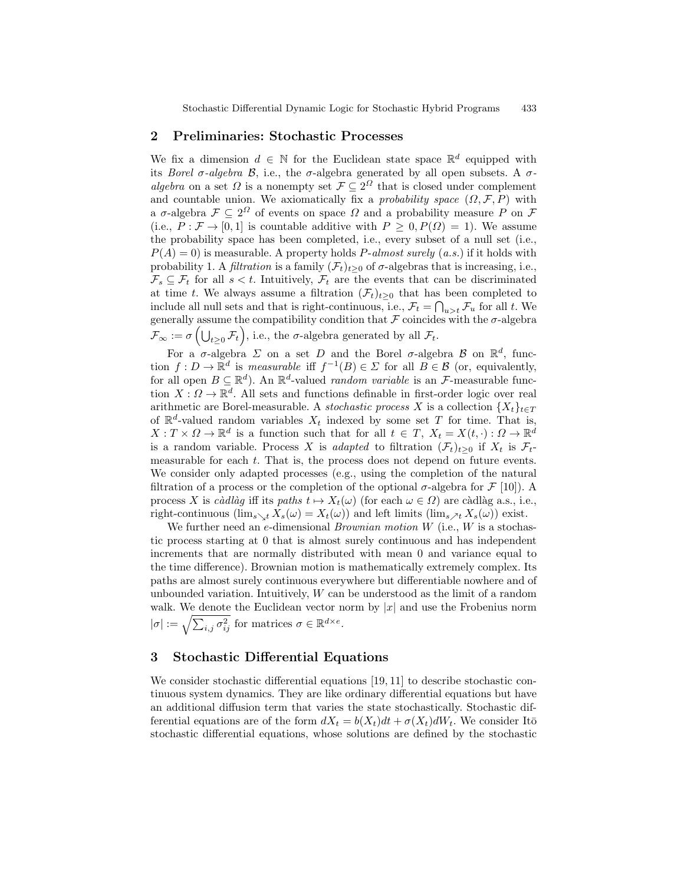## 2 Preliminaries: Stochastic Processes

We fix a dimension $d \in \mathbb{N}$ for the Euclidean state space $\mathbb{R}^d$ equipped with its *Borel σ-algebra* $\mathcal{B}$, i.e., the σ-algebra generated by all open subsets. A *σ-algebra* on a set $\Omega$ is a nonempty set $\mathcal{F} \subseteq 2^\Omega$ that is closed under complement and countable union. We axiomatically fix a *probability space* $(\Omega, \mathcal{F}, P)$ with a σ-algebra $\mathcal{F} \subseteq 2^\Omega$ of events on space $\Omega$ and a probability measure $P$ on $\mathcal{F}$ (i.e., $P : \mathcal{F} \to [0, 1]$ is countable additive with $P \geq 0, P(\Omega) = 1$). We assume the probability space has been completed, i.e., every subset of a null set (i.e., $P(A) = 0$) is measurable. A property holds *P-almost surely* (*a.s.*) if it holds with probability 1. A *filtration* is a family $(\mathcal{F}_t)_{t \geq 0}$ of σ-algebras that is increasing, i.e., $\mathcal{F}_s \subseteq \mathcal{F}_t$ for all $s < t$. Intuitively, $\mathcal{F}_t$ are the events that can be discriminated at time $t$. We always assume a filtration $(\mathcal{F}_t)_{t \geq 0}$ that has been completed to include all null sets and that is right-continuous, i.e., $\mathcal{F}_t = \bigcap_{u > t} \mathcal{F}_u$ for all $t$. We generally assume the compatibility condition that $\mathcal{F}$ coincides with the σ-algebra $\mathcal{F}_\infty := \sigma\left(\bigcup_{t \geq 0} \mathcal{F}_t\right)$, i.e., the σ-algebra generated by all $\mathcal{F}_t$.

For a σ-algebra $\Sigma$ on a set $D$ and the Borel σ-algebra $\mathcal{B}$ on $\mathbb{R}^d$, function $f : D \to \mathbb{R}^d$ is *measurable* iff $f^{-1}(B) \in \Sigma$ for all $B \in \mathcal{B}$ (or, equivalently, for all open $B \subseteq \mathbb{R}^d$). An $\mathbb{R}^d$-valued *random variable* is an $\mathcal{F}$-measurable function $X : \Omega \to \mathbb{R}^d$. All sets and functions definable in first-order logic over real arithmetic are Borel-measurable. A *stochastic process* $X$ is a collection $\{X_t\}_{t \in T}$ of $\mathbb{R}^d$-valued random variables $X_t$ indexed by some set $T$ for time. That is, $X : T \times \Omega \to \mathbb{R}^d$ is a function such that for all $t \in T$, $X_t = X(t, \cdot) : \Omega \to \mathbb{R}^d$ is a random variable. Process $X$ is *adapted* to filtration $(\mathcal{F}_t)_{t \geq 0}$ if $X_t$ is $\mathcal{F}_t$-measurable for each $t$. That is, the process does not depend on future events. We consider only adapted processes (e.g., using the completion of the natural filtration of a process or the completion of the optional σ-algebra for $\mathcal{F}$ [10]). A process $X$ is *càdlàg* iff its *paths* $t \mapsto X_t(\omega)$ (for each $\omega \in \Omega$) are càdlàg a.s., i.e., right-continuous ($\lim_{s \searrow t} X_s(\omega) = X_t(\omega)$) and left limits ($\lim_{s \nearrow t} X_s(\omega)$) exist.

We further need an $e$-dimensional *Brownian motion* $W$ (i.e., $W$ is a stochastic process starting at 0 that is almost surely continuous and has independent increments that are normally distributed with mean 0 and variance equal to the time difference). Brownian motion is mathematically extremely complex. Its paths are almost surely continuous everywhere but differentiable nowhere and of unbounded variation. Intuitively, $W$ can be understood as the limit of a random walk. We denote the Euclidean vector norm by $|x|$ and use the Frobenius norm $|\sigma| := \sqrt{\sum_{i,j} \sigma_{ij}^2}$ for matrices $\sigma \in \mathbb{R}^{d \times e}$.

## 3 Stochastic Differential Equations

We consider stochastic differential equations [19, 11] to describe stochastic continuous system dynamics. They are like ordinary differential equations but have an additional diffusion term that varies the state stochastically. Stochastic differential equations are of the form $dX_t = b(X_t)dt + \sigma(X_t)dW_t$. We consider Itō stochastic differential equations, whose solutions are defined by the stochastic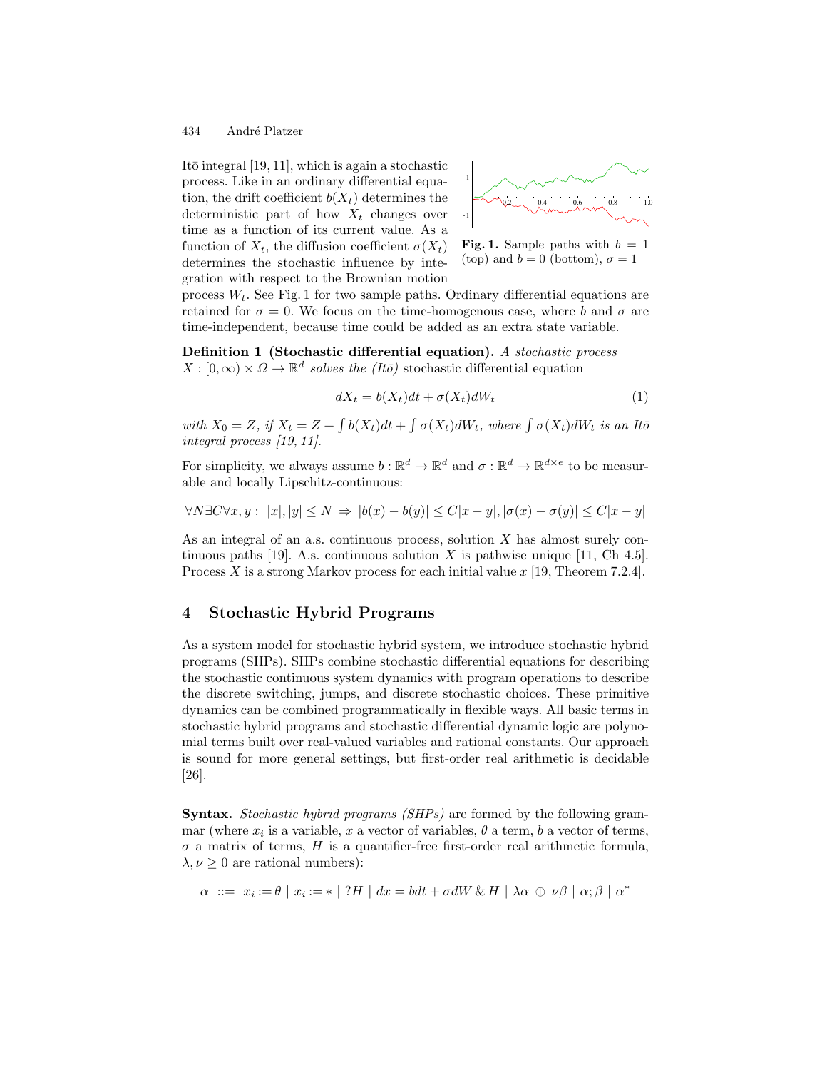Itō integral [19, 11], which is again a stochastic process. Like in an ordinary differential equation, the drift coefficient $b(X_t)$ determines the deterministic part of how $X_t$ changes over time as a function of its current value. As a function of $X_t$, the diffusion coefficient $\sigma(X_t)$ determines the stochastic influence by integration with respect to the Brownian motion process $W_t$. See Fig. 1 for two sample paths. Ordinary differential equations are retained for $\sigma = 0$. We focus on the time-homogenous case, where $b$ and $\sigma$ are time-independent, because time could be added as an extra state variable.

1
-1
0.2
0.4
0.6
0.8
1.0

**Fig. 1.** Sample paths with $b = 1$ (top) and $b = 0$ (bottom), $\sigma = 1$

**Definition 1 (Stochastic differential equation).** *A stochastic process $X : [0, \infty) \times \Omega \to \mathbb{R}^d$ solves the (Itō)* stochastic differential equation

$$dX_t = b(X_t)dt + \sigma(X_t)dW_t \tag{1}$$

*with $X_0 = Z$, if $X_t = Z + \int b(X_t)dt + \int \sigma(X_t)dW_t$, where $\int \sigma(X_t)dW_t$ is an Itō integral process [19, 11].*

For simplicity, we always assume $b : \mathbb{R}^d \to \mathbb{R}^d$ and $\sigma : \mathbb{R}^d \to \mathbb{R}^{d\times e}$ to be measurable and locally Lipschitz-continuous:

$$\forall N \exists C \forall x, y : \ |x|, |y| \leq N \ \Rightarrow \ |b(x) - b(y)| \leq C|x - y|, |\sigma(x) - \sigma(y)| \leq C|x - y|$$

As an integral of an a.s. continuous process, solution $X$ has almost surely continuous paths [19]. A.s. continuous solution $X$ is pathwise unique [11, Ch 4.5]. Process $X$ is a strong Markov process for each initial value $x$ [19, Theorem 7.2.4].

## 4 Stochastic Hybrid Programs

As a system model for stochastic hybrid system, we introduce stochastic hybrid programs (SHPs). SHPs combine stochastic differential equations for describing the stochastic continuous system dynamics with program operations to describe the discrete switching, jumps, and discrete stochastic choices. These primitive dynamics can be combined programmatically in flexible ways. All basic terms in stochastic hybrid programs and stochastic differential dynamic logic are polynomial terms built over real-valued variables and rational constants. Our approach is sound for more general settings, but first-order real arithmetic is decidable [26].

**Syntax.** *Stochastic hybrid programs (SHPs)* are formed by the following grammar (where $x_i$ is a variable, $x$ a vector of variables, $\theta$ a term, $b$ a vector of terms, $\sigma$ a matrix of terms, $H$ is a quantifier-free first-order real arithmetic formula, $\lambda, \nu \geq 0$ are rational numbers):

$$\alpha \ ::= \ x_i := \theta \mid x_i := * \mid ?H \mid dx = bdt + \sigma dW \,\&\, H \mid \lambda\alpha \oplus \nu\beta \mid \alpha;\beta \mid \alpha^*$$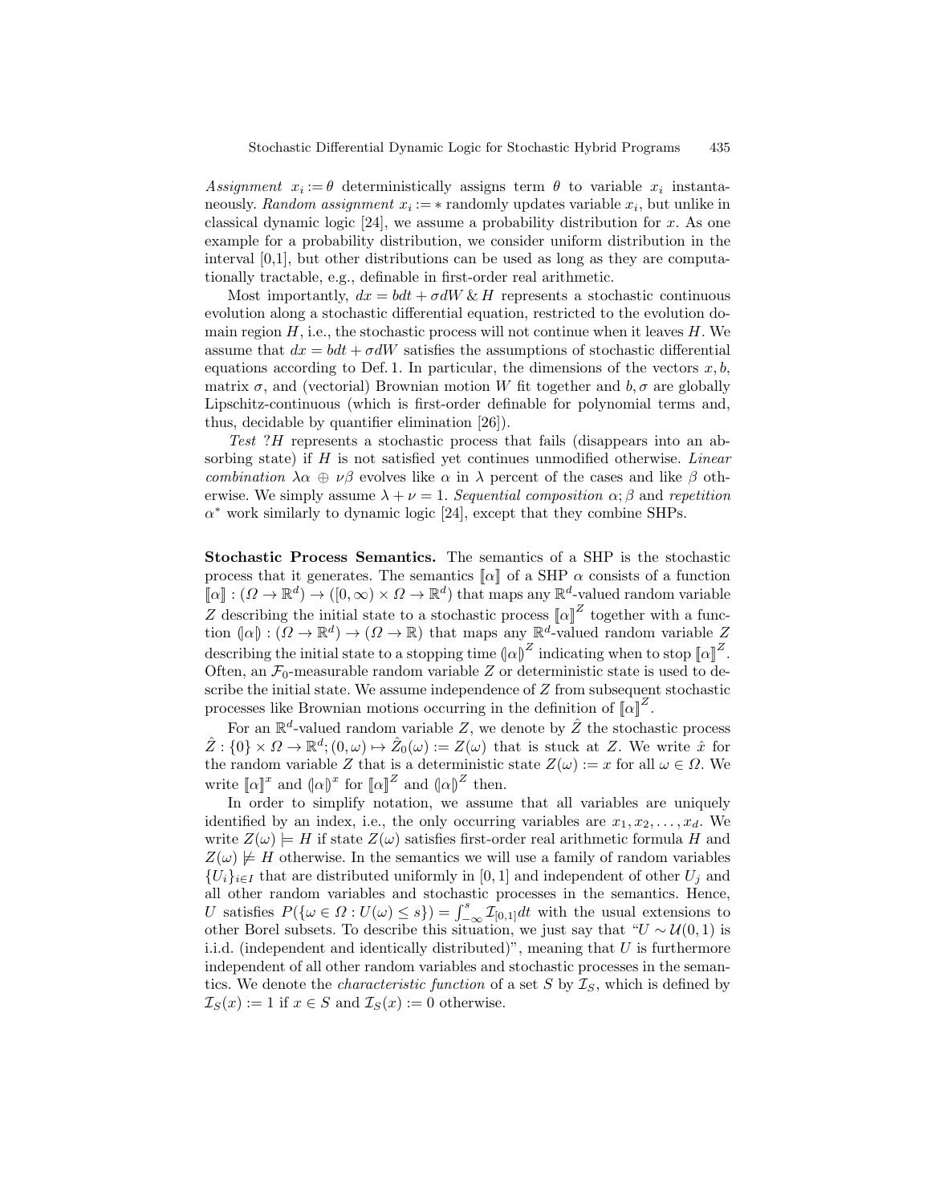*Assignment* $x_i := \theta$ deterministically assigns term $\theta$ to variable $x_i$ instantaneously. *Random assignment* $x_i := *$ randomly updates variable $x_i$, but unlike in classical dynamic logic [24], we assume a probability distribution for $x$. As one example for a probability distribution, we consider uniform distribution in the interval [0,1], but other distributions can be used as long as they are computationally tractable, e.g., definable in first-order real arithmetic.

Most importantly, $dx = bdt + \sigma dW \,\&\, H$ represents a stochastic continuous evolution along a stochastic differential equation, restricted to the evolution domain region $H$, i.e., the stochastic process will not continue when it leaves $H$. We assume that $dx = bdt + \sigma dW$ satisfies the assumptions of stochastic differential equations according to Def. 1. In particular, the dimensions of the vectors $x, b$, matrix $\sigma$, and (vectorial) Brownian motion $W$ fit together and $b, \sigma$ are globally Lipschitz-continuous (which is first-order definable for polynomial terms and, thus, decidable by quantifier elimination [26]).

*Test* $?H$ represents a stochastic process that fails (disappears into an absorbing state) if $H$ is not satisfied yet continues unmodified otherwise. *Linear combination* $\lambda\alpha \oplus \nu\beta$ evolves like $\alpha$ in $\lambda$ percent of the cases and like $\beta$ otherwise. We simply assume $\lambda + \nu = 1$. *Sequential composition* $\alpha;\beta$ and *repetition* $\alpha^*$ work similarly to dynamic logic [24], except that they combine SHPs.

**Stochastic Process Semantics.** The semantics of a SHP is the stochastic process that it generates. The semantics $[\![\alpha]\!]$ of a SHP $\alpha$ consists of a function $[\![\alpha]\!] : (\Omega \to \mathbb{R}^d) \to ([0,\infty) \times \Omega \to \mathbb{R}^d)$ that maps any $\mathbb{R}^d$-valued random variable $Z$ describing the initial state to a stochastic process $[\![\alpha]\!]^Z$ together with a function $(\!|\alpha|\!) : (\Omega \to \mathbb{R}^d) \to (\Omega \to \mathbb{R})$ that maps any $\mathbb{R}^d$-valued random variable $Z$ describing the initial state to a stopping time $(\!|\alpha|\!)^Z$ indicating when to stop $[\![\alpha]\!]^Z$. Often, an $\mathcal{F}_0$-measurable random variable $Z$ or deterministic state is used to describe the initial state. We assume independence of $Z$ from subsequent stochastic processes like Brownian motions occurring in the definition of $[\![\alpha]\!]^Z$.

For an $\mathbb{R}^d$-valued random variable $Z$, we denote by $\hat{Z}$ the stochastic process $\hat{Z} : \{0\} \times \Omega \to \mathbb{R}^d; (0,\omega) \mapsto \hat{Z}_0(\omega) := Z(\omega)$ that is stuck at $Z$. We write $\hat{x}$ for the random variable $Z$ that is a deterministic state $Z(\omega) := x$ for all $\omega \in \Omega$. We write $[\![\alpha]\!]^x$ and $(\!|\alpha|\!)^x$ for $[\![\alpha]\!]^Z$ and $(\!|\alpha|\!)^Z$ then.

In order to simplify notation, we assume that all variables are uniquely identified by an index, i.e., the only occurring variables are $x_1, x_2, \ldots, x_d$. We write $Z(\omega) \models H$ if state $Z(\omega)$ satisfies first-order real arithmetic formula $H$ and $Z(\omega) \not\models H$ otherwise. In the semantics we will use a family of random variables $\{U_i\}_{i \in I}$ that are distributed uniformly in $[0,1]$ and independent of other $U_j$ and all other random variables and stochastic processes in the semantics. Hence, $U$ satisfies $P(\{\omega \in \Omega : U(\omega) \leq s\}) = \int_{-\infty}^{s} \mathcal{I}_{[0,1]} dt$ with the usual extensions to other Borel subsets. To describe this situation, we just say that "$U \sim \mathcal{U}(0,1)$ is i.i.d. (independent and identically distributed)", meaning that $U$ is furthermore independent of all other random variables and stochastic processes in the semantics. We denote the *characteristic function* of a set $S$ by $\mathcal{I}_S$, which is defined by $\mathcal{I}_S(x) := 1$ if $x \in S$ and $\mathcal{I}_S(x) := 0$ otherwise.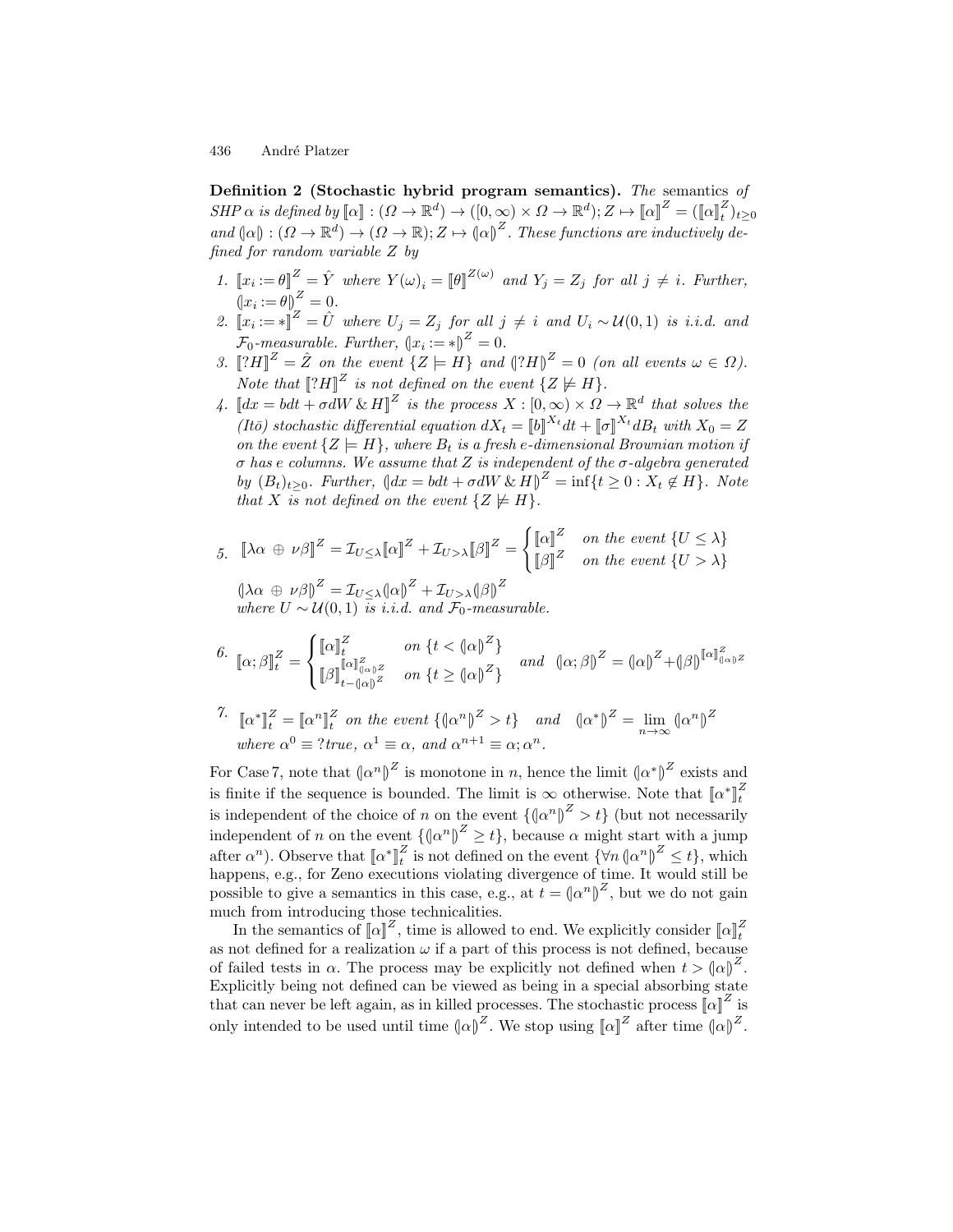**Definition 2 (Stochastic hybrid program semantics).** *The* semantics *of SHP $\alpha$ is defined by $[\![\alpha]\!] : (\Omega \to \mathbb{R}^d) \to ([0,\infty) \times \Omega \to \mathbb{R}^d); Z \mapsto [\![\alpha]\!]^Z = ([\![\alpha]\!]^Z_t)_{t\geq 0}$ and $(\!|\alpha|\!) : (\Omega \to \mathbb{R}^d) \to (\Omega \to \mathbb{R}); Z \mapsto (\!|\alpha|\!)^Z$. These functions are inductively defined for random variable $Z$ by*

1. $[\![x_i := \theta]\!]^Z = \hat{Y}$ *where* $Y(\omega)_i = [\![\theta]\!]^{Z(\omega)}$ *and* $Y_j = Z_j$ *for all* $j \neq i$*. Further,* $(\!|x_i := \theta|\!)^Z = 0$.
2. $[\![x_i := *]\!]^Z = \hat{U}$ *where* $U_j = Z_j$ *for all* $j \neq i$ *and* $U_i \sim \mathcal{U}(0,1)$ *is i.i.d. and* $\mathcal{F}_0$*-measurable. Further,* $(\!|x_i := *|\!)^Z = 0$.
3. $[\![?H]\!]^Z = \hat{Z}$ *on the event* $\{Z \models H\}$ *and* $(\!|?H|\!)^Z = 0$ *(on all events* $\omega \in \Omega$*). Note that* $[\![?H]\!]^Z$ *is not defined on the event* $\{Z \not\models H\}$.
4. $[\![dx = bdt + \sigma dW \,\&\, H]\!]^Z$ *is the process* $X : [0,\infty) \times \Omega \to \mathbb{R}^d$ *that solves the (Itō) stochastic differential equation* $dX_t = [\![b]\!]^{X_t}dt + [\![\sigma]\!]^{X_t}dB_t$ *with* $X_0 = Z$ *on the event* $\{Z \models H\}$*, where* $B_t$ *is a fresh e-dimensional Brownian motion if* $\sigma$ *has e columns. We assume that* $Z$ *is independent of the* $\sigma$*-algebra generated by* $(B_t)_{t\geq 0}$*. Further,* $(\!|dx = bdt + \sigma dW \,\&\, H|\!)^Z = \inf\{t \geq 0 : X_t \notin H\}$*. Note that* $X$ *is not defined on the event* $\{Z \not\models H\}$.
5. $$[\![\lambda\alpha \,\oplus\, \nu\beta]\!]^Z = \mathcal{I}_{U\leq\lambda}[\![\alpha]\!]^Z + \mathcal{I}_{U>\lambda}[\![\beta]\!]^Z = \begin{cases} [\![\alpha]\!]^Z & \text{on the event } \{U \leq \lambda\} \\ [\![\beta]\!]^Z & \text{on the event } \{U > \lambda\} \end{cases}$$
   $(\!|\lambda\alpha \,\oplus\, \nu\beta|\!)^Z = \mathcal{I}_{U\leq\lambda}(\!|\alpha|\!)^Z + \mathcal{I}_{U>\lambda}(\!|\beta|\!)^Z$ *where* $U \sim \mathcal{U}(0,1)$ *is i.i.d. and* $\mathcal{F}_0$*-measurable.*
6. $$[\![\alpha;\beta]\!]^Z_t = \begin{cases} [\![\alpha]\!]^Z_t & \text{on } \{t < (\!|\alpha|\!)^Z\} \\ [\![\beta]\!]^{[\![\alpha]\!]^Z_{(\!|\alpha|\!)^Z}}_{t-(\!|\alpha|\!)^Z} & \text{on } \{t \geq (\!|\alpha|\!)^Z\} \end{cases} \quad \text{and} \quad (\!|\alpha;\beta|\!)^Z = (\!|\alpha|\!)^Z + (\!|\beta|\!)^{[\![\alpha]\!]^Z_{(\!|\alpha|\!)^Z}}$$
7. $[\![\alpha^*]\!]^Z_t = [\![\alpha^n]\!]^Z_t$ *on the event* $\{(\!|\alpha^n|\!)^Z > t\}$ *and* $(\!|\alpha^*|\!)^Z = \lim_{n\to\infty} (\!|\alpha^n|\!)^Z$ *where* $\alpha^0 \equiv ?true$*,* $\alpha^1 \equiv \alpha$*, and* $\alpha^{n+1} \equiv \alpha;\alpha^n$.

For Case 7, note that $(\!|\alpha^n|\!)^Z$ is monotone in $n$, hence the limit $(\!|\alpha^*|\!)^Z$ exists and is finite if the sequence is bounded. The limit is $\infty$ otherwise. Note that $[\![\alpha^*]\!]^Z_t$ is independent of the choice of $n$ on the event $\{(\!|\alpha^n|\!)^Z > t\}$ (but not necessarily independent of $n$ on the event $\{(\!|\alpha^n|\!)^Z \geq t\}$, because $\alpha$ might start with a jump after $\alpha^n$). Observe that $[\![\alpha^*]\!]^Z_t$ is not defined on the event $\{\forall n\, (\!|\alpha^n|\!)^Z \leq t\}$, which happens, e.g., for Zeno executions violating divergence of time. It would still be possible to give a semantics in this case, e.g., at $t = (\!|\alpha^n|\!)^Z$, but we do not gain much from introducing those technicalities.

In the semantics of $[\![\alpha]\!]^Z$, time is allowed to end. We explicitly consider $[\![\alpha]\!]^Z_t$ as not defined for a realization $\omega$ if a part of this process is not defined, because of failed tests in $\alpha$. The process may be explicitly not defined when $t > (\!|\alpha|\!)^Z$. Explicitly being not defined can be viewed as being in a special absorbing state that can never be left again, as in killed processes. The stochastic process $[\![\alpha]\!]^Z$ is only intended to be used until time $(\!|\alpha|\!)^Z$. We stop using $[\![\alpha]\!]^Z$ after time $(\!|\alpha|\!)^Z$.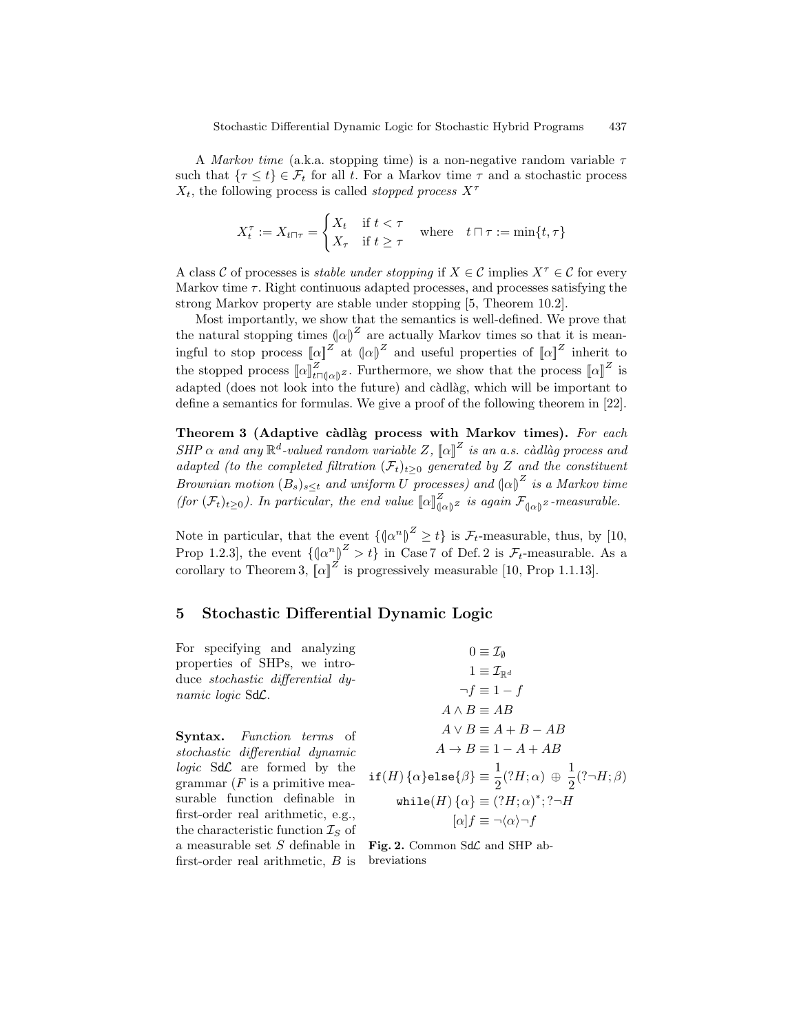A *Markov time* (a.k.a. stopping time) is a non-negative random variable $\tau$ such that $\{\tau \leq t\} \in \mathcal{F}_t$ for all $t$. For a Markov time $\tau$ and a stochastic process $X_t$, the following process is called *stopped process* $X^\tau$

$$X_t^\tau := X_{t \sqcap \tau} = \begin{cases} X_t & \text{if } t < \tau \\ X_\tau & \text{if } t \geq \tau \end{cases} \quad \text{where} \quad t \sqcap \tau := \min\{t, \tau\}$$

A class $\mathcal{C}$ of processes is *stable under stopping* if $X \in \mathcal{C}$ implies $X^\tau \in \mathcal{C}$ for every Markov time $\tau$. Right continuous adapted processes, and processes satisfying the strong Markov property are stable under stopping [5, Theorem 10.2].

Most importantly, we show that the semantics is well-defined. We prove that the natural stopping times $(\!|\alpha|\!)^Z$ are actually Markov times so that it is meaningful to stop process $[\![\alpha]\!]^Z$ at $(\!|\alpha|\!)^Z$ and useful properties of $[\![\alpha]\!]^Z$ inherit to the stopped process $[\![\alpha]\!]^Z_{t \sqcap (\!|\alpha|\!)^Z}$. Furthermore, we show that the process $[\![\alpha]\!]^Z$ is adapted (does not look into the future) and càdlàg, which will be important to define a semantics for formulas. We give a proof of the following theorem in [22].

**Theorem 3 (Adaptive càdlàg process with Markov times).** *For each SHP $\alpha$ and any $\mathbb{R}^d$-valued random variable $Z$, $[\![\alpha]\!]^Z$ is an a.s. càdlàg process and adapted (to the completed filtration $(\mathcal{F}_t)_{t\geq 0}$ generated by $Z$ and the constituent Brownian motion $(B_s)_{s\leq t}$ and uniform $U$ processes) and $(\!|\alpha|\!)^Z$ is a Markov time (for $(\mathcal{F}_t)_{t\geq 0}$). In particular, the end value $[\![\alpha]\!]^Z_{(\!|\alpha|\!)^Z}$ is again $\mathcal{F}_{(\!|\alpha|\!)^Z}$-measurable.*

Note in particular, that the event $\{(\!|\alpha^n|\!)^Z \geq t\}$ is $\mathcal{F}_t$-measurable, thus, by [10, Prop 1.2.3], the event $\{(\!|\alpha^n|\!)^Z > t\}$ in Case 7 of Def. 2 is $\mathcal{F}_t$-measurable. As a corollary to Theorem 3, $[\![\alpha]\!]^Z$ is progressively measurable [10, Prop 1.1.13].

## 5 Stochastic Differential Dynamic Logic

For specifying and analyzing properties of SHPs, we introduce *stochastic differential dynamic logic* Sd$\mathcal{L}$.

$$
\begin{aligned}
0 &\equiv \mathcal{I}_\emptyset \\
1 &\equiv \mathcal{I}_{\mathbb{R}^d} \\
\neg f &\equiv 1 - f \\
A \wedge B &\equiv AB \\
A \vee B &\equiv A + B - AB \\
A \rightarrow B &\equiv 1 - A + AB \\
\texttt{if}(H)\,\{\alpha\}\texttt{else}\{\beta\} &\equiv \frac{1}{2}(?H;\alpha) \oplus \frac{1}{2}(?\neg H;\beta) \\
\texttt{while}(H)\,\{\alpha\} &\equiv (?H;\alpha)^*;?\neg H \\
[\alpha]f &\equiv \neg\langle\alpha\rangle\neg f
\end{aligned}
$$

**Fig. 2.** Common Sd$\mathcal{L}$ and SHP abbreviations

**Syntax.** *Function terms* of stochastic differential dynamic logic Sd$\mathcal{L}$ are formed by the grammar ($F$ is a primitive measurable function definable in first-order real arithmetic, e.g., the characteristic function $\mathcal{I}_S$ of a measurable set $S$ definable in first-order real arithmetic, $B$ is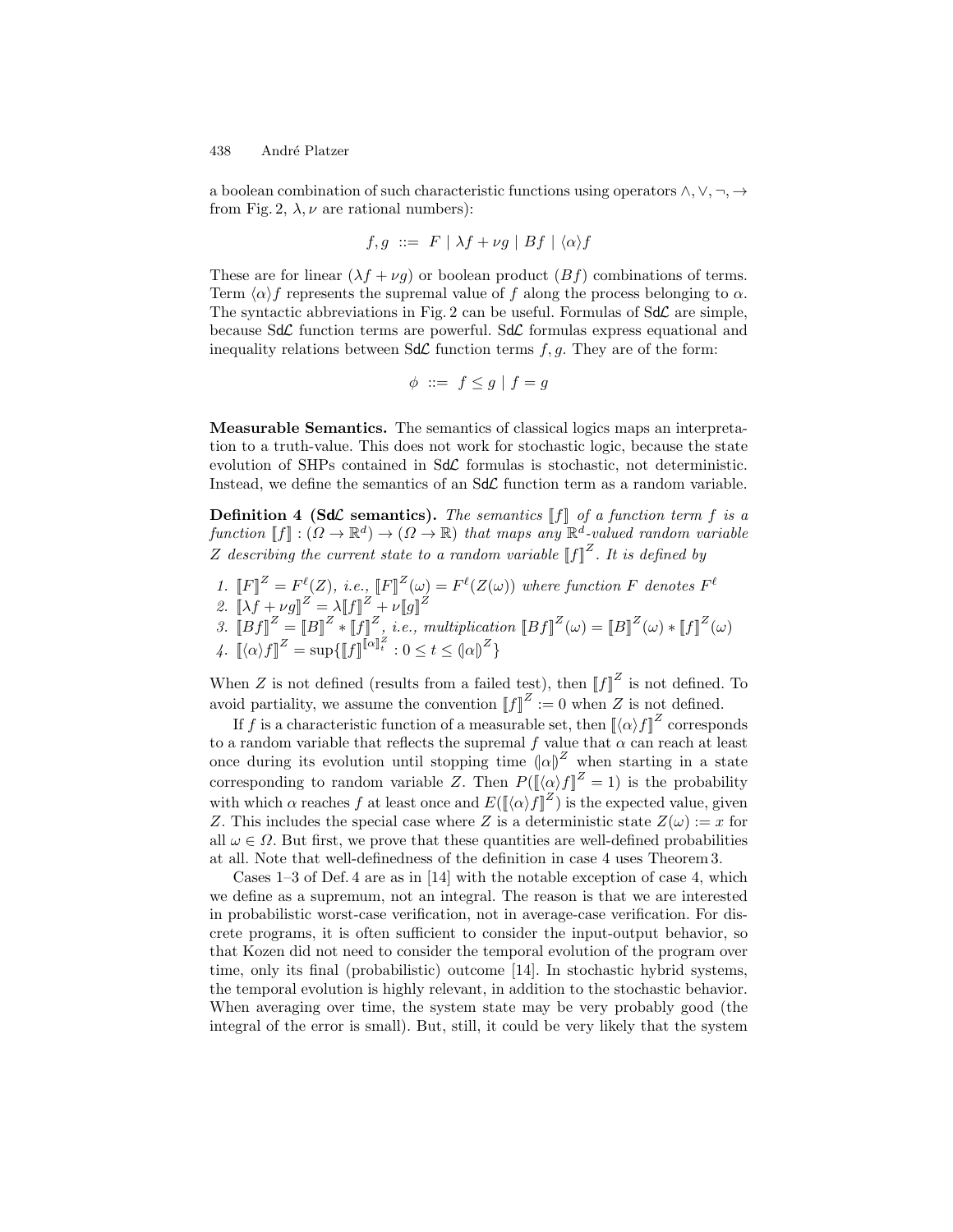a boolean combination of such characteristic functions using operators $\wedge, \vee, \neg, \rightarrow$ from Fig. 2, $\lambda, \nu$ are rational numbers):

$$f, g \ ::= \ F \mid \lambda f + \nu g \mid Bf \mid \langle\alpha\rangle f$$

These are for linear ($\lambda f + \nu g$) or boolean product ($Bf$) combinations of terms. Term $\langle\alpha\rangle f$ represents the supremal value of $f$ along the process belonging to $\alpha$. The syntactic abbreviations in Fig. 2 can be useful. Formulas of Sd$\mathcal{L}$ are simple, because Sd$\mathcal{L}$ function terms are powerful. Sd$\mathcal{L}$ formulas express equational and inequality relations between Sd$\mathcal{L}$ function terms $f, g$. They are of the form:

$$\phi \ ::= \ f \leq g \mid f = g$$

**Measurable Semantics.** The semantics of classical logics maps an interpretation to a truth-value. This does not work for stochastic logic, because the state evolution of SHPs contained in Sd$\mathcal{L}$ formulas is stochastic, not deterministic. Instead, we define the semantics of an Sd$\mathcal{L}$ function term as a random variable.

**Definition 4 (Sd$\mathcal{L}$ semantics).** *The semantics $[\![f]\!]$ of a function term $f$ is a function $[\![f]\!] : (\Omega \to \mathbb{R}^d) \to (\Omega \to \mathbb{R})$ that maps any $\mathbb{R}^d$-valued random variable $Z$ describing the current state to a random variable $[\![f]\!]^Z$. It is defined by*

1. $[\![F]\!]^Z = F^\ell(Z)$, *i.e.,* $[\![F]\!]^Z(\omega) = F^\ell(Z(\omega))$ *where function $F$ denotes $F^\ell$*
2. $[\![\lambda f + \nu g]\!]^Z = \lambda[\![f]\!]^Z + \nu[\![g]\!]^Z$
3. $[\![Bf]\!]^Z = [\![B]\!]^Z * [\![f]\!]^Z$, *i.e., multiplication* $[\![Bf]\!]^Z(\omega) = [\![B]\!]^Z(\omega) * [\![f]\!]^Z(\omega)$
4. $[\![\langle\alpha\rangle f]\!]^Z = \sup\{[\![f]\!]^{[\![\alpha]\!]_t^Z} : 0 \leq t \leq (\!|\alpha|\!)^Z\}$

When $Z$ is not defined (results from a failed test), then $[\![f]\!]^Z$ is not defined. To avoid partiality, we assume the convention $[\![f]\!]^Z := 0$ when $Z$ is not defined.

If $f$ is a characteristic function of a measurable set, then $[\![\langle\alpha\rangle f]\!]^Z$ corresponds to a random variable that reflects the supremal $f$ value that $\alpha$ can reach at least once during its evolution until stopping time $(\!|\alpha|\!)^Z$ when starting in a state corresponding to random variable $Z$. Then $P([\![\langle\alpha\rangle f]\!]^Z = 1)$ is the probability with which $\alpha$ reaches $f$ at least once and $E([\![\langle\alpha\rangle f]\!]^Z)$ is the expected value, given $Z$. This includes the special case where $Z$ is a deterministic state $Z(\omega) := x$ for all $\omega \in \Omega$. But first, we prove that these quantities are well-defined probabilities at all. Note that well-definedness of the definition in case 4 uses Theorem 3.

Cases 1–3 of Def. 4 are as in [14] with the notable exception of case 4, which we define as a supremum, not an integral. The reason is that we are interested in probabilistic worst-case verification, not in average-case verification. For discrete programs, it is often sufficient to consider the input-output behavior, so that Kozen did not need to consider the temporal evolution of the program over time, only its final (probabilistic) outcome [14]. In stochastic hybrid systems, the temporal evolution is highly relevant, in addition to the stochastic behavior. When averaging over time, the system state may be very probably good (the integral of the error is small). But, still, it could be very likely that the system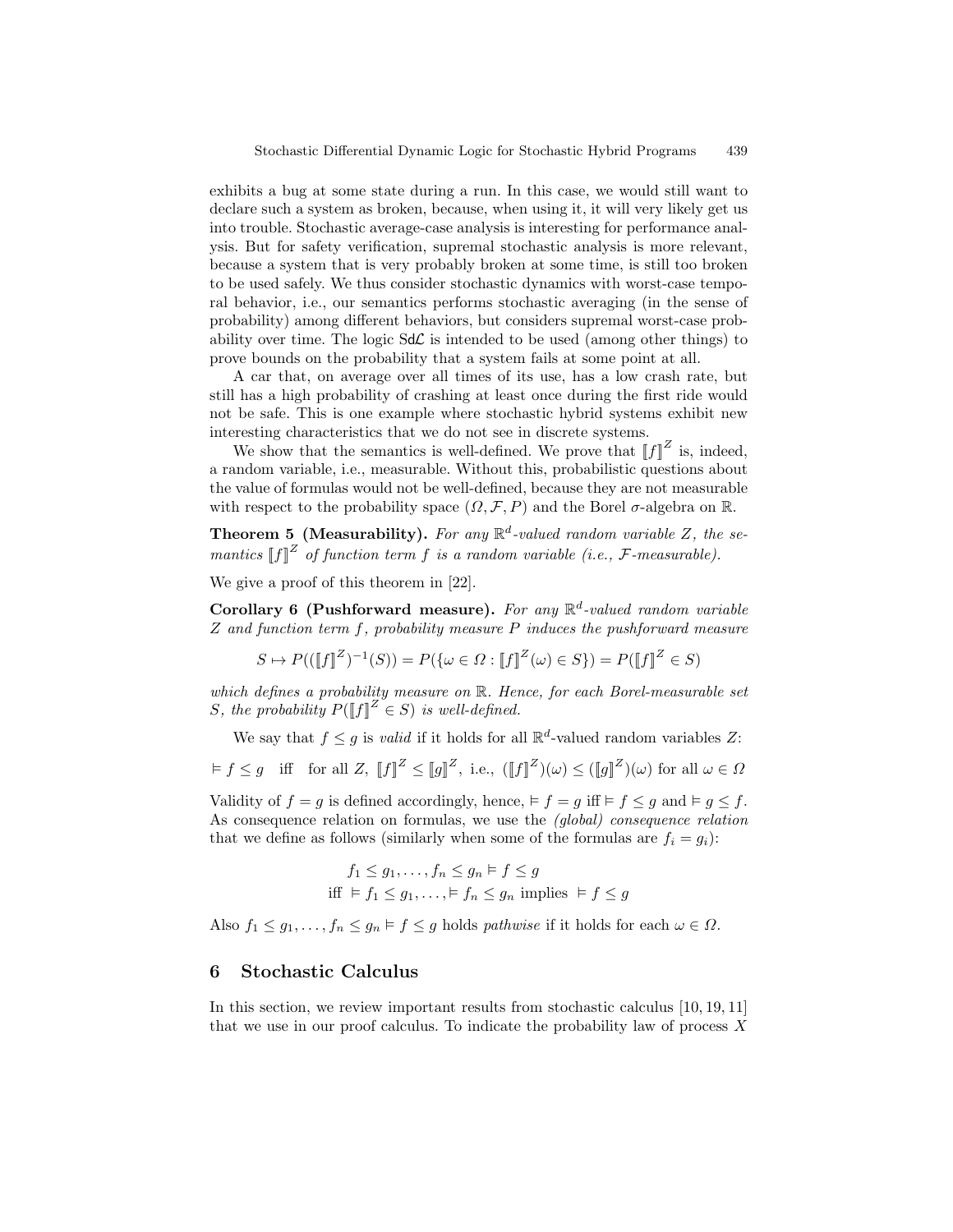exhibits a bug at some state during a run. In this case, we would still want to declare such a system as broken, because, when using it, it will very likely get us into trouble. Stochastic average-case analysis is interesting for performance analysis. But for safety verification, supremal stochastic analysis is more relevant, because a system that is very probably broken at some time, is still too broken to be used safely. We thus consider stochastic dynamics with worst-case temporal behavior, i.e., our semantics performs stochastic averaging (in the sense of probability) among different behaviors, but considers supremal worst-case probability over time. The logic Sd$\mathcal{L}$ is intended to be used (among other things) to prove bounds on the probability that a system fails at some point at all.

A car that, on average over all times of its use, has a low crash rate, but still has a high probability of crashing at least once during the first ride would not be safe. This is one example where stochastic hybrid systems exhibit new interesting characteristics that we do not see in discrete systems.

We show that the semantics is well-defined. We prove that $[\![f]\!]^Z$ is, indeed, a random variable, i.e., measurable. Without this, probabilistic questions about the value of formulas would not be well-defined, because they are not measurable with respect to the probability space $(\Omega, \mathcal{F}, P)$ and the Borel $\sigma$-algebra on $\mathbb{R}$.

**Theorem 5 (Measurability).** *For any $\mathbb{R}^d$-valued random variable $Z$, the semantics $[\![f]\!]^Z$ of function term $f$ is a random variable (i.e., $\mathcal{F}$-measurable).*

We give a proof of this theorem in [22].

**Corollary 6 (Pushforward measure).** *For any $\mathbb{R}^d$-valued random variable $Z$ and function term $f$, probability measure $P$ induces the pushforward measure*

$$S \mapsto P(([\![f]\!]^Z)^{-1}(S)) = P(\{\omega \in \Omega : [\![f]\!]^Z(\omega) \in S\}) = P([\![f]\!]^Z \in S)$$

*which defines a probability measure on $\mathbb{R}$. Hence, for each Borel-measurable set $S$, the probability $P([\![f]\!]^Z \in S)$ is well-defined.*

We say that $f \leq g$ is *valid* if it holds for all $\mathbb{R}^d$-valued random variables $Z$:

$$\vDash f \leq g \quad \text{iff} \quad \text{for all } Z,\ [\![f]\!]^Z \leq [\![g]\!]^Z, \text{ i.e., } ([\![f]\!]^Z)(\omega) \leq ([\![g]\!]^Z)(\omega) \text{ for all } \omega \in \Omega$$

Validity of $f = g$ is defined accordingly, hence, $\vDash f = g$ iff $\vDash f \leq g$ and $\vDash g \leq f$. As consequence relation on formulas, we use the *(global) consequence relation* that we define as follows (similarly when some of the formulas are $f_i = g_i$):

$$\begin{aligned} &f_1 \leq g_1, \ldots, f_n \leq g_n \vDash f \leq g \\ \text{iff } &\vDash f_1 \leq g_1, \ldots, \vDash f_n \leq g_n \text{ implies } \vDash f \leq g \end{aligned}$$

Also $f_1 \leq g_1, \ldots, f_n \leq g_n \vDash f \leq g$ holds *pathwise* if it holds for each $\omega \in \Omega$.

## 6 Stochastic Calculus

In this section, we review important results from stochastic calculus [10, 19, 11] that we use in our proof calculus. To indicate the probability law of process $X$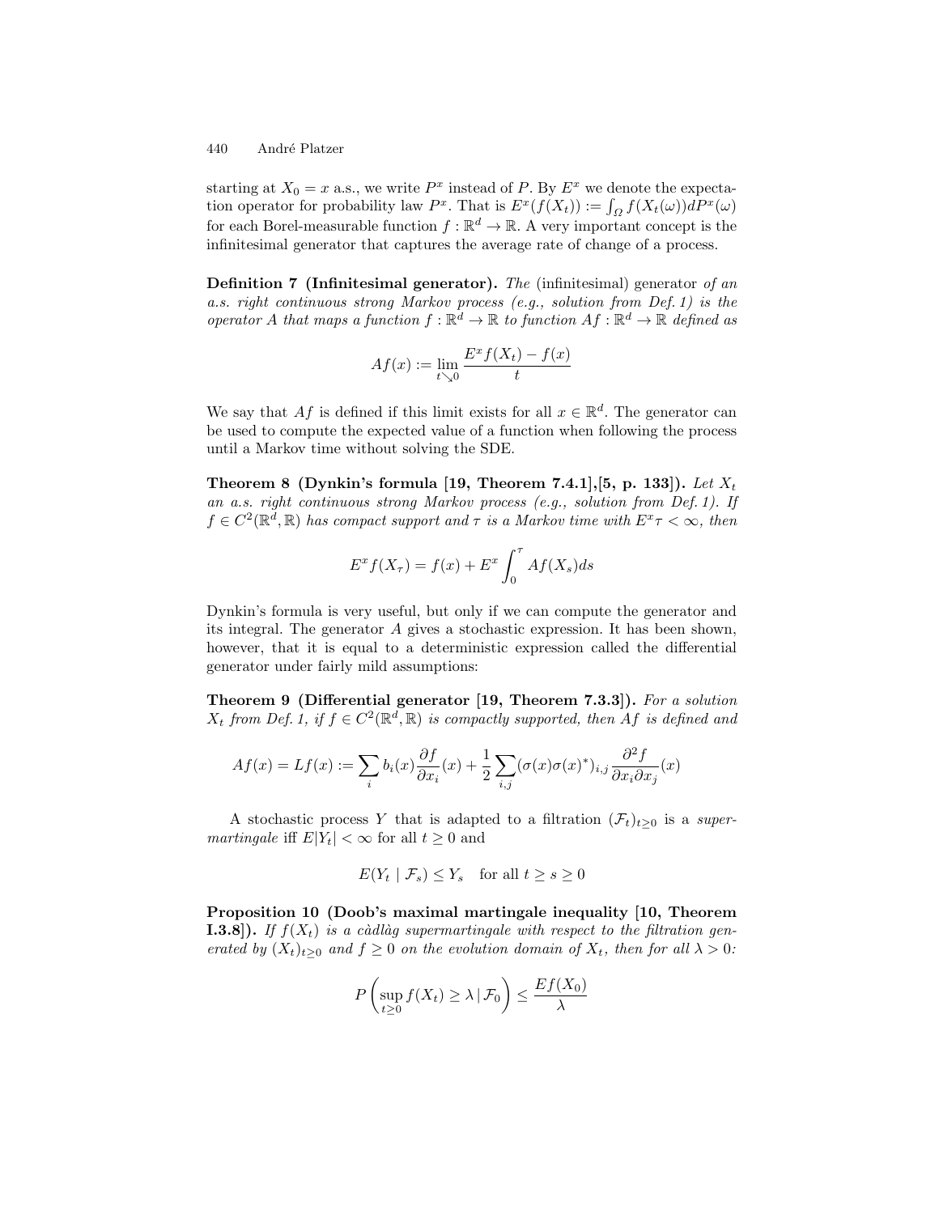starting at $X_0 = x$ a.s., we write $P^x$ instead of $P$. By $E^x$ we denote the expectation operator for probability law $P^x$. That is $E^x(f(X_t)) := \int_\Omega f(X_t(\omega))dP^x(\omega)$ for each Borel-measurable function $f : \mathbb{R}^d \to \mathbb{R}$. A very important concept is the infinitesimal generator that captures the average rate of change of a process.

**Definition 7 (Infinitesimal generator).** *The* (infinitesimal) generator *of an a.s. right continuous strong Markov process (e.g., solution from Def. 1) is the operator $A$ that maps a function $f : \mathbb{R}^d \to \mathbb{R}$ to function $Af : \mathbb{R}^d \to \mathbb{R}$ defined as*

$$Af(x) := \lim_{t \searrow 0} \frac{E^x f(X_t) - f(x)}{t}$$

We say that $Af$ is defined if this limit exists for all $x \in \mathbb{R}^d$. The generator can be used to compute the expected value of a function when following the process until a Markov time without solving the SDE.

**Theorem 8 (Dynkin's formula [19, Theorem 7.4.1],[5, p. 133]).** *Let $X_t$ an a.s. right continuous strong Markov process (e.g., solution from Def. 1). If $f \in C^2(\mathbb{R}^d, \mathbb{R})$ has compact support and $\tau$ is a Markov time with $E^x \tau < \infty$, then*

$$E^x f(X_\tau) = f(x) + E^x \int_0^\tau Af(X_s)ds$$

Dynkin's formula is very useful, but only if we can compute the generator and its integral. The generator $A$ gives a stochastic expression. It has been shown, however, that it is equal to a deterministic expression called the differential generator under fairly mild assumptions:

**Theorem 9 (Differential generator [19, Theorem 7.3.3]).** *For a solution $X_t$ from Def. 1, if $f \in C^2(\mathbb{R}^d, \mathbb{R})$ is compactly supported, then $Af$ is defined and*

$$Af(x) = Lf(x) := \sum_i b_i(x) \frac{\partial f}{\partial x_i}(x) + \frac{1}{2} \sum_{i,j} (\sigma(x)\sigma(x)^*)_{i,j} \frac{\partial^2 f}{\partial x_i \partial x_j}(x)$$

A stochastic process $Y$ that is adapted to a filtration $(\mathcal{F}_t)_{t \geq 0}$ is a *supermartingale* iff $E|Y_t| < \infty$ for all $t \geq 0$ and

$$E(Y_t \mid \mathcal{F}_s) \leq Y_s \quad \text{for all } t \geq s \geq 0$$

**Proposition 10 (Doob's maximal martingale inequality [10, Theorem I.3.8]).** *If $f(X_t)$ is a càdlàg supermartingale with respect to the filtration generated by $(X_t)_{t \geq 0}$ and $f \geq 0$ on the evolution domain of $X_t$, then for all $\lambda > 0$:*

$$P\left(\sup_{t \geq 0} f(X_t) \geq \lambda \,|\, \mathcal{F}_0\right) \leq \frac{Ef(X_0)}{\lambda}$$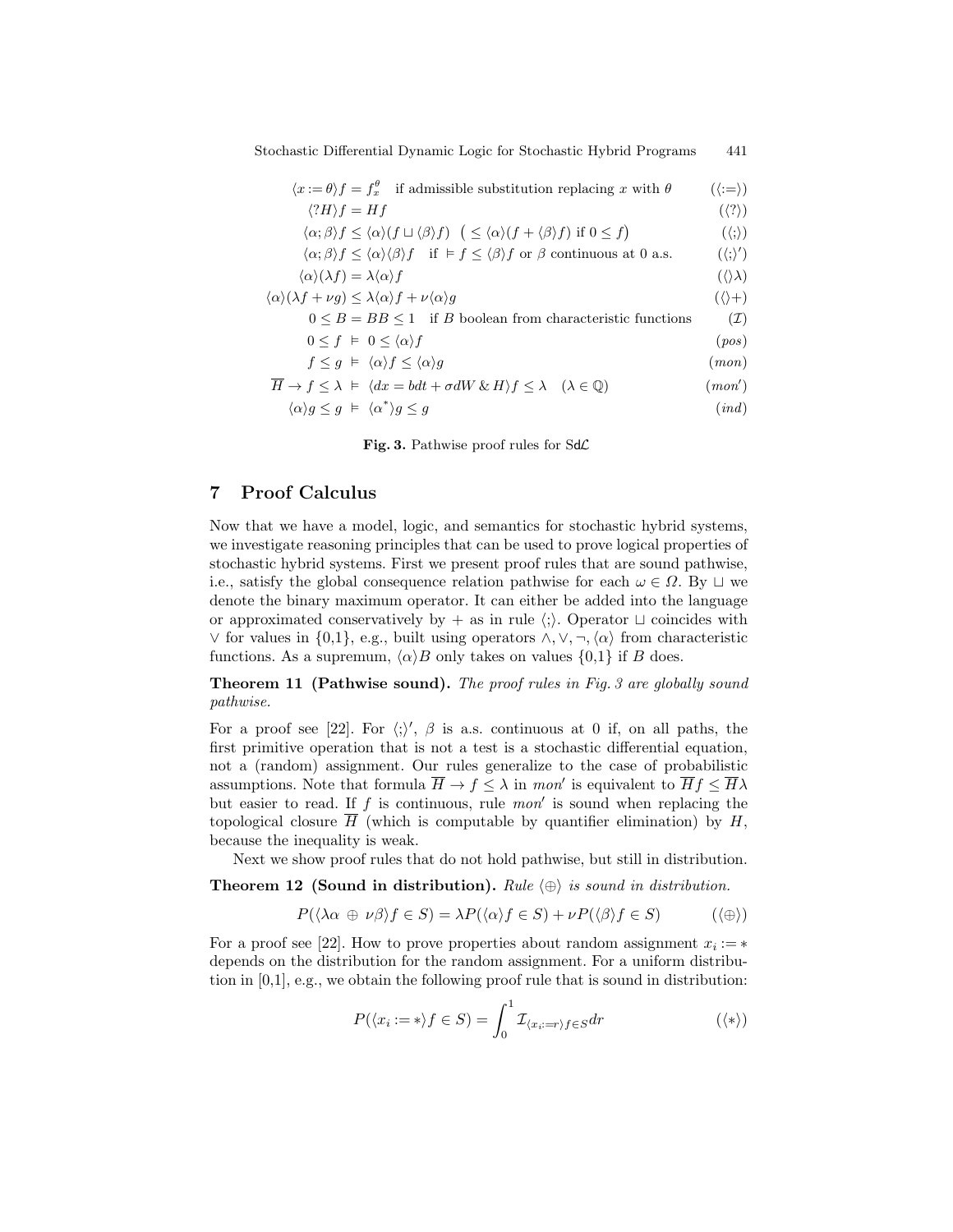$$\langle x := \theta \rangle f = f_x^\theta \quad \text{if admissible substitution replacing } x \text{ with } \theta \tag{$\langle := \rangle$}$$

$$\langle ?H \rangle f = Hf \tag{$\langle ? \rangle$}$$

$$\langle \alpha; \beta \rangle f \leq \langle \alpha \rangle (f \sqcup \langle \beta \rangle f) \;\; \big( \leq \langle \alpha \rangle (f + \langle \beta \rangle f) \text{ if } 0 \leq f \big) \tag{$\langle ; \rangle$}$$

$$\langle \alpha; \beta \rangle f \leq \langle \alpha \rangle \langle \beta \rangle f \quad \text{if } \vDash f \leq \langle \beta \rangle f \text{ or } \beta \text{ continuous at 0 a.s.} \tag{$\langle ; \rangle'$}$$

$$\langle \alpha \rangle (\lambda f) = \lambda \langle \alpha \rangle f \tag{$\langle \rangle \lambda$}$$

$$\langle \alpha \rangle (\lambda f + \nu g) \leq \lambda \langle \alpha \rangle f + \nu \langle \alpha \rangle g \tag{$\langle \rangle +$}$$

$$0 \leq B = BB \leq 1 \quad \text{if } B \text{ boolean from characteristic functions} \tag{$\mathcal{I}$}$$

$$0 \leq f \; \vDash \; 0 \leq \langle \alpha \rangle f \tag{$pos$}$$

$$f \leq g \; \vDash \; \langle \alpha \rangle f \leq \langle \alpha \rangle g \tag{$mon$}$$

$$\overline{H} \rightarrow f \leq \lambda \; \vDash \; \langle dx = bdt + \sigma dW \,\&\, H \rangle f \leq \lambda \quad (\lambda \in \mathbb{Q}) \tag{$mon'$}$$

$$\langle \alpha \rangle g \leq g \; \vDash \; \langle \alpha^* \rangle g \leq g \tag{$ind$}$$

**Fig. 3.** Pathwise proof rules for Sd$\mathcal{L}$

## 7 Proof Calculus

Now that we have a model, logic, and semantics for stochastic hybrid systems, we investigate reasoning principles that can be used to prove logical properties of stochastic hybrid systems. First we present proof rules that are sound pathwise, i.e., satisfy the global consequence relation pathwise for each $\omega \in \Omega$. By $\sqcup$ we denote the binary maximum operator. It can either be added into the language or approximated conservatively by $+$ as in rule $\langle ; \rangle$. Operator $\sqcup$ coincides with $\vee$ for values in {0,1}, e.g., built using operators $\wedge, \vee, \neg, \langle \alpha \rangle$ from characteristic functions. As a supremum, $\langle \alpha \rangle B$ only takes on values {0,1} if $B$ does.

**Theorem 11 (Pathwise sound).** *The proof rules in Fig. 3 are globally sound pathwise.*

For a proof see [22]. For $\langle ; \rangle'$, $\beta$ is a.s. continuous at 0 if, on all paths, the first primitive operation that is not a test is a stochastic differential equation, not a (random) assignment. Our rules generalize to the case of probabilistic assumptions. Note that formula $\overline{H} \rightarrow f \leq \lambda$ in $mon'$ is equivalent to $\overline{H}f \leq \overline{H}\lambda$ but easier to read. If $f$ is continuous, rule $mon'$ is sound when replacing the topological closure $\overline{H}$ (which is computable by quantifier elimination) by $H$, because the inequality is weak.

Next we show proof rules that do not hold pathwise, but still in distribution.

**Theorem 12 (Sound in distribution).** *Rule $\langle \oplus \rangle$ is sound in distribution.*

$$P(\langle \lambda\alpha \,\oplus\, \nu\beta \rangle f \in S) = \lambda P(\langle \alpha \rangle f \in S) + \nu P(\langle \beta \rangle f \in S) \tag{$\langle \oplus \rangle$}$$

For a proof see [22]. How to prove properties about random assignment $x_i := *$ depends on the distribution for the random assignment. For a uniform distribution in [0,1], e.g., we obtain the following proof rule that is sound in distribution:

$$P(\langle x_i := * \rangle f \in S) = \int_0^1 \mathcal{I}_{\langle x_i := r \rangle f \in S} dr \tag{$\langle * \rangle$}$$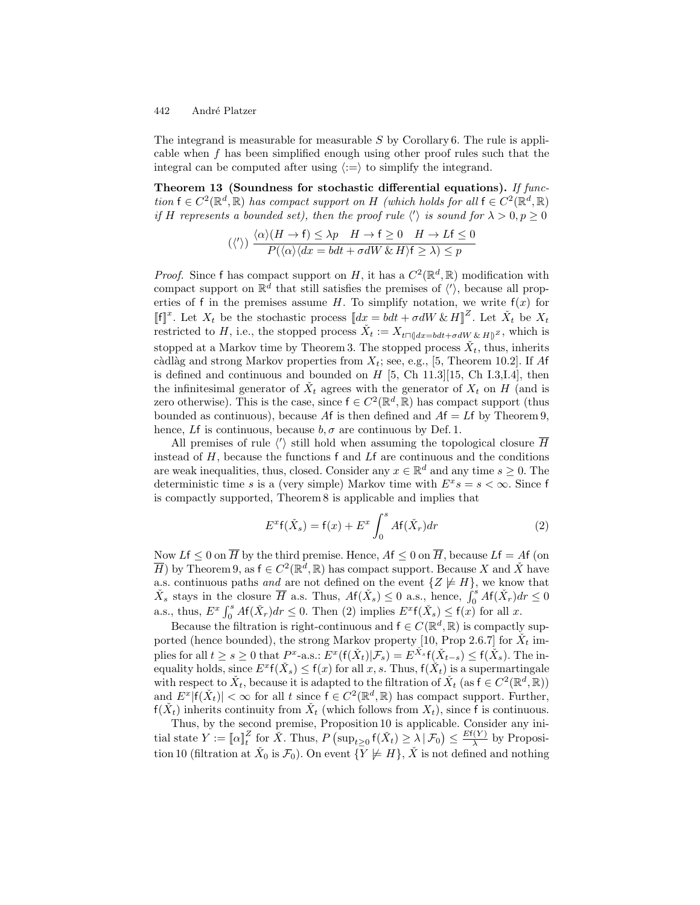The integrand is measurable for measurable $S$ by Corollary 6. The rule is applicable when $f$ has been simplified enough using other proof rules such that the integral can be computed after using $\langle:=\rangle$ to simplify the integrand.

**Theorem 13 (Soundness for stochastic differential equations).** *If function* $\mathsf{f} \in C^2(\mathbb{R}^d, \mathbb{R})$ *has compact support on* $H$ *(which holds for all* $\mathsf{f} \in C^2(\mathbb{R}^d, \mathbb{R})$ *if* $H$ *represents a bounded set), then the proof rule* $\langle'\rangle$ *is sound for* $\lambda > 0, p \geq 0$

$$(\langle'\rangle)\ \frac{\langle\alpha\rangle(H \to \mathsf{f}) \leq \lambda p \quad H \to \mathsf{f} \geq 0 \quad H \to L\mathsf{f} \leq 0}{P(\langle\alpha\rangle\langle dx = bdt + \sigma dW \,\&\, H\rangle \mathsf{f} \geq \lambda) \leq p}$$

*Proof.* Since $\mathsf{f}$ has compact support on $H$, it has a $C^2(\mathbb{R}^d, \mathbb{R})$ modification with compact support on $\mathbb{R}^d$ that still satisfies the premises of $\langle'\rangle$, because all properties of $\mathsf{f}$ in the premises assume $H$. To simplify notation, we write $\mathsf{f}(x)$ for $[\![\mathsf{f}]\!]^x$. Let $X_t$ be the stochastic process $[\![dx = bdt + \sigma dW \,\&\, H]\!]^Z$. Let $\check{X}_t$ be $X_t$ restricted to $H$, i.e., the stopped process $\check{X}_t := X_{t \sqcap (\!|dx=bdt+\sigma dW \,\&\, H|\!)^Z}$, which is stopped at a Markov time by Theorem 3. The stopped process $\check{X}_t$, thus, inherits càdlàg and strong Markov properties from $X_t$; see, e.g., [5, Theorem 10.2]. If $A\mathsf{f}$ is defined and continuous and bounded on $H$ [5, Ch 11.3][15, Ch I.3,I.4], then the infinitesimal generator of $\check{X}_t$ agrees with the generator of $X_t$ on $H$ (and is zero otherwise). This is the case, since $\mathsf{f} \in C^2(\mathbb{R}^d, \mathbb{R})$ has compact support (thus bounded as continuous), because $A\mathsf{f}$ is then defined and $A\mathsf{f} = L\mathsf{f}$ by Theorem 9, hence, $L\mathsf{f}$ is continuous, because $b, \sigma$ are continuous by Def. 1.

All premises of rule $\langle'\rangle$ still hold when assuming the topological closure $\overline{H}$ instead of $H$, because the functions $\mathsf{f}$ and $L\mathsf{f}$ are continuous and the conditions are weak inequalities, thus, closed. Consider any $x \in \mathbb{R}^d$ and any time $s \geq 0$. The deterministic time $s$ is a (very simple) Markov time with $E^x s = s < \infty$. Since $\mathsf{f}$ is compactly supported, Theorem 8 is applicable and implies that

$$E^x \mathsf{f}(\check{X}_s) = \mathsf{f}(x) + E^x \int_0^s A\mathsf{f}(\check{X}_r) dr \tag{2}$$

Now $L\mathsf{f} \leq 0$ on $\overline{H}$ by the third premise. Hence, $A\mathsf{f} \leq 0$ on $\overline{H}$, because $L\mathsf{f} = A\mathsf{f}$ (on $\overline{H}$) by Theorem 9, as $\mathsf{f} \in C^2(\mathbb{R}^d, \mathbb{R})$ has compact support. Because $X$ and $\check{X}$ have a.s. continuous paths *and* are not defined on the event $\{Z \not\models H\}$, we know that $\check{X}_s$ stays in the closure $\overline{H}$ a.s. Thus, $A\mathsf{f}(\check{X}_s) \leq 0$ a.s., hence, $\int_0^s A\mathsf{f}(\check{X}_r)dr \leq 0$ a.s., thus, $E^x \int_0^s A\mathsf{f}(\check{X}_r)dr \leq 0$. Then (2) implies $E^x \mathsf{f}(\check{X}_s) \leq \mathsf{f}(x)$ for all $x$.

Because the filtration is right-continuous and $\mathsf{f} \in C(\mathbb{R}^d, \mathbb{R})$ is compactly supported (hence bounded), the strong Markov property [10, Prop 2.6.7] for $\check{X}_t$ implies for all $t \geq s \geq 0$ that $P^x$-a.s.: $E^x(\mathsf{f}(\check{X}_t)|\mathcal{F}_s) = E^{\check{X}_s}\mathsf{f}(\check{X}_{t-s}) \leq \mathsf{f}(\check{X}_s)$. The inequality holds, since $E^x \mathsf{f}(\check{X}_s) \leq \mathsf{f}(x)$ for all $x, s$. Thus, $\mathsf{f}(\check{X}_t)$ is a supermartingale with respect to $\check{X}_t$, because it is adapted to the filtration of $\check{X}_t$ (as $\mathsf{f} \in C^2(\mathbb{R}^d, \mathbb{R})$) and $E^x|\mathsf{f}(\check{X}_t)| < \infty$ for all $t$ since $\mathsf{f} \in C^2(\mathbb{R}^d, \mathbb{R})$ has compact support. Further, $\mathsf{f}(\check{X}_t)$ inherits continuity from $\check{X}_t$ (which follows from $X_t$), since $\mathsf{f}$ is continuous.

Thus, by the second premise, Proposition 10 is applicable. Consider any initial state $Y := [\![\alpha]\!]_t^Z$ for $\check{X}$. Thus, $P\left(\sup_{t\geq 0} \mathsf{f}(\check{X}_t) \geq \lambda \,|\, \mathcal{F}_0\right) \leq \frac{E\mathsf{f}(Y)}{\lambda}$ by Proposition 10 (filtration at $\check{X}_0$ is $\mathcal{F}_0$). On event $\{Y \not\models H\}$, $\check{X}$ is not defined and nothing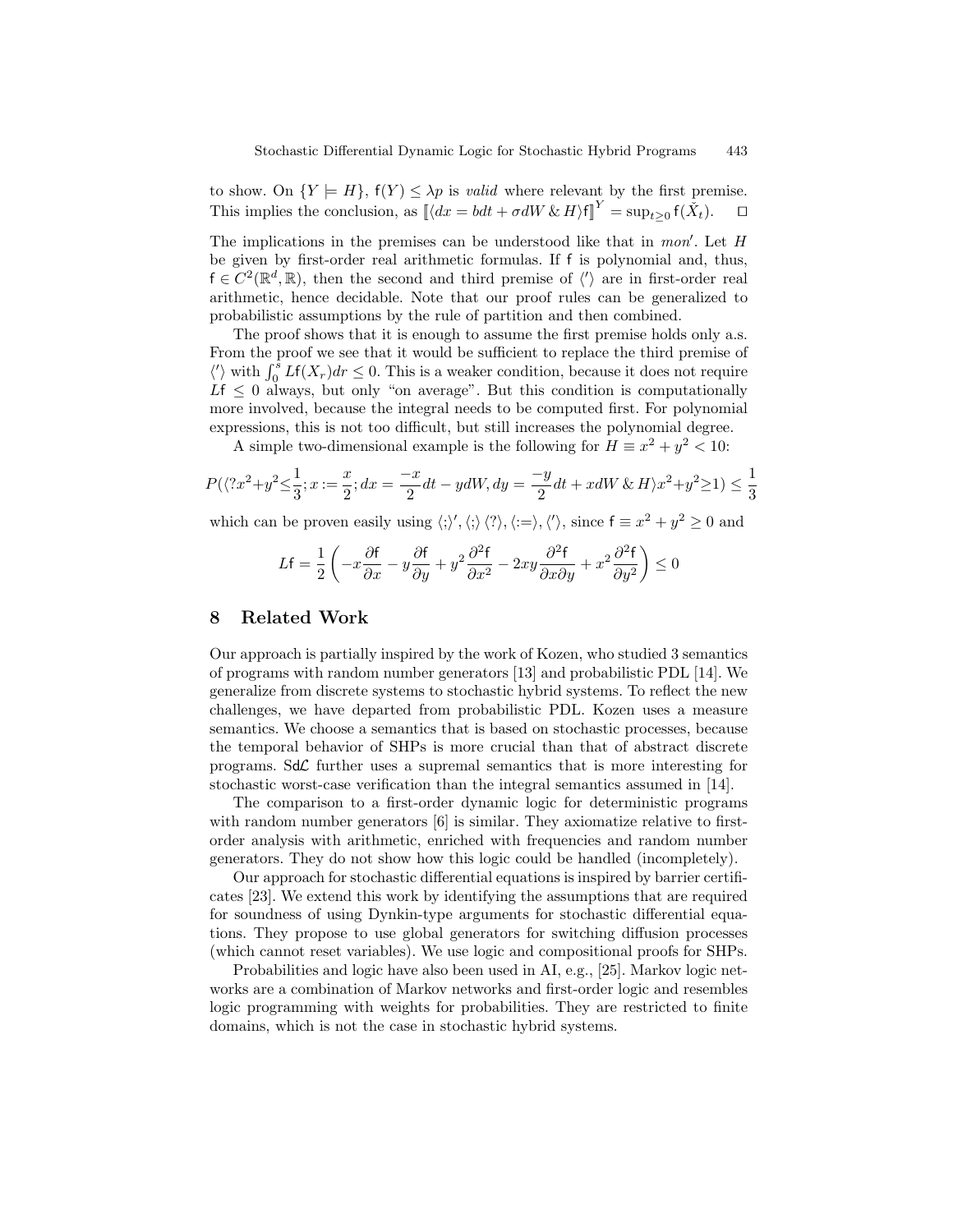to show. On $\{Y \models H\}$, $\mathsf{f}(Y) \leq \lambda p$ is *valid* where relevant by the first premise. This implies the conclusion, as $[\![\langle dx = bdt + \sigma dW \,\&\, H\rangle \mathsf{f}]\!]^Y = \sup_{t\geq 0} \mathsf{f}(\check{X}_t)$. $\square$

The implications in the premises can be understood like that in $mon'$. Let $H$ be given by first-order real arithmetic formulas. If $\mathsf{f}$ is polynomial and, thus, $\mathsf{f} \in C^2(\mathbb{R}^d, \mathbb{R})$, then the second and third premise of $\langle ' \rangle$ are in first-order real arithmetic, hence decidable. Note that our proof rules can be generalized to probabilistic assumptions by the rule of partition and then combined.

The proof shows that it is enough to assume the first premise holds only a.s. From the proof we see that it would be sufficient to replace the third premise of $\langle ' \rangle$ with $\int_0^s L\mathsf{f}(X_r)dr \leq 0$. This is a weaker condition, because it does not require $L\mathsf{f} \leq 0$ always, but only "on average". But this condition is computationally more involved, because the integral needs to be computed first. For polynomial expressions, this is not too difficult, but still increases the polynomial degree.

A simple two-dimensional example is the following for $H \equiv x^2 + y^2 < 10$:

$$P(\langle ?x^2{+}y^2{\leq}\frac{1}{3}; x := \frac{x}{2}; dx = \frac{-x}{2}dt - ydW, dy = \frac{-y}{2}dt + xdW \,\&\, H\rangle x^2{+}y^2{\geq}1) \leq \frac{1}{3}$$

which can be proven easily using $\langle ; \rangle'$, $\langle ; \rangle$ $\langle ? \rangle$, $\langle := \rangle$, $\langle ' \rangle$, since $\mathsf{f} \equiv x^2 + y^2 \geq 0$ and

$$L\mathsf{f} = \frac{1}{2}\left(-x\frac{\partial \mathsf{f}}{\partial x} - y\frac{\partial \mathsf{f}}{\partial y} + y^2\frac{\partial^2 \mathsf{f}}{\partial x^2} - 2xy\frac{\partial^2 \mathsf{f}}{\partial x \partial y} + x^2\frac{\partial^2 \mathsf{f}}{\partial y^2}\right) \leq 0$$

## 8 Related Work

Our approach is partially inspired by the work of Kozen, who studied 3 semantics of programs with random number generators [13] and probabilistic PDL [14]. We generalize from discrete systems to stochastic hybrid systems. To reflect the new challenges, we have departed from probabilistic PDL. Kozen uses a measure semantics. We choose a semantics that is based on stochastic processes, because the temporal behavior of SHPs is more crucial than that of abstract discrete programs. S$d\mathcal{L}$ further uses a supremal semantics that is more interesting for stochastic worst-case verification than the integral semantics assumed in [14].

The comparison to a first-order dynamic logic for deterministic programs with random number generators [6] is similar. They axiomatize relative to first-order analysis with arithmetic, enriched with frequencies and random number generators. They do not show how this logic could be handled (incompletely).

Our approach for stochastic differential equations is inspired by barrier certificates [23]. We extend this work by identifying the assumptions that are required for soundness of using Dynkin-type arguments for stochastic differential equations. They propose to use global generators for switching diffusion processes (which cannot reset variables). We use logic and compositional proofs for SHPs.

Probabilities and logic have also been used in AI, e.g., [25]. Markov logic networks are a combination of Markov networks and first-order logic and resembles logic programming with weights for probabilities. They are restricted to finite domains, which is not the case in stochastic hybrid systems.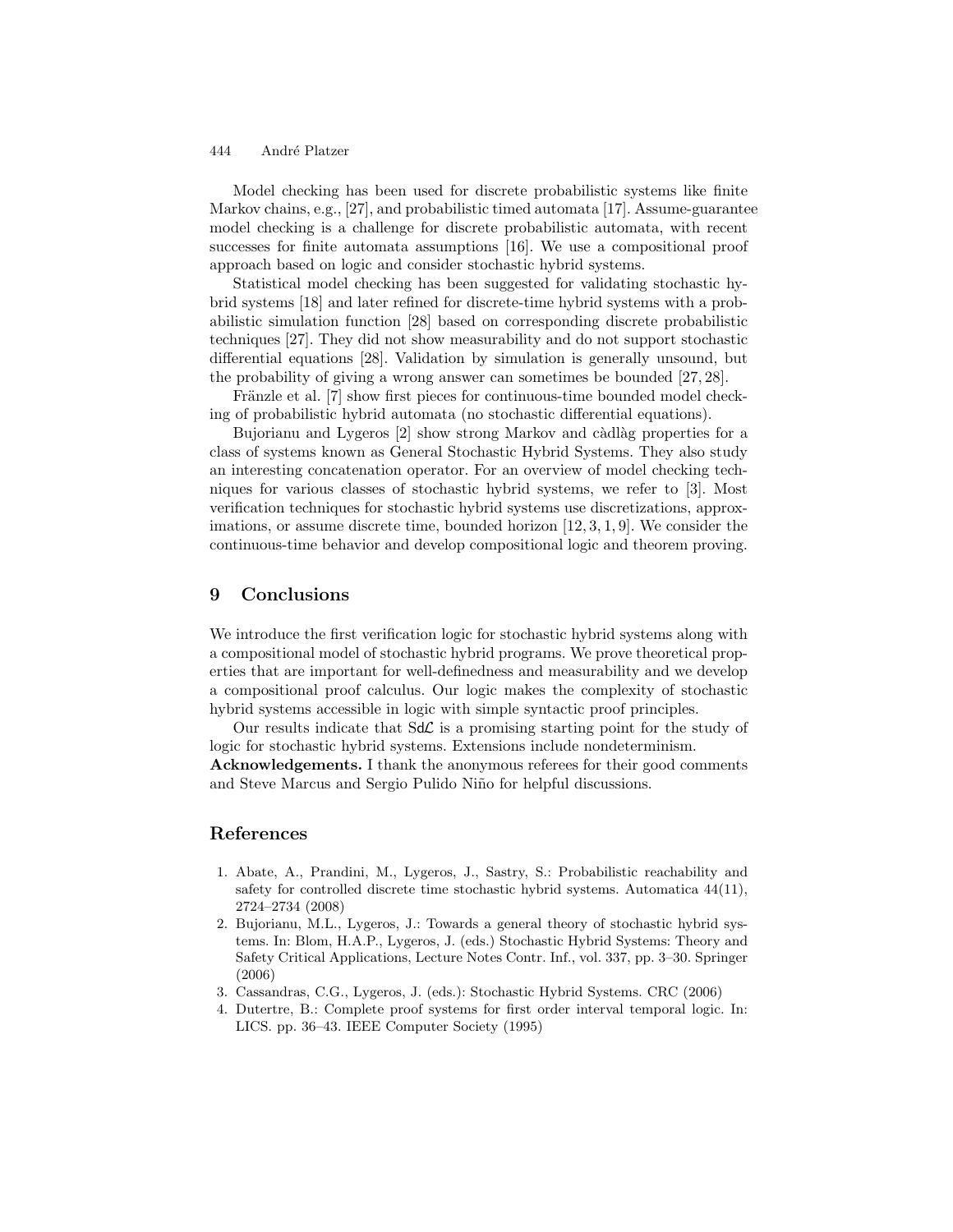Model checking has been used for discrete probabilistic systems like finite Markov chains, e.g., [27], and probabilistic timed automata [17]. Assume-guarantee model checking is a challenge for discrete probabilistic automata, with recent successes for finite automata assumptions [16]. We use a compositional proof approach based on logic and consider stochastic hybrid systems.

Statistical model checking has been suggested for validating stochastic hybrid systems [18] and later refined for discrete-time hybrid systems with a probabilistic simulation function [28] based on corresponding discrete probabilistic techniques [27]. They did not show measurability and do not support stochastic differential equations [28]. Validation by simulation is generally unsound, but the probability of giving a wrong answer can sometimes be bounded [27, 28].

Fränzle et al. [7] show first pieces for continuous-time bounded model checking of probabilistic hybrid automata (no stochastic differential equations).

Bujorianu and Lygeros [2] show strong Markov and càdlàg properties for a class of systems known as General Stochastic Hybrid Systems. They also study an interesting concatenation operator. For an overview of model checking techniques for various classes of stochastic hybrid systems, we refer to [3]. Most verification techniques for stochastic hybrid systems use discretizations, approximations, or assume discrete time, bounded horizon [12, 3, 1, 9]. We consider the continuous-time behavior and develop compositional logic and theorem proving.

## 9 Conclusions

We introduce the first verification logic for stochastic hybrid systems along with a compositional model of stochastic hybrid programs. We prove theoretical properties that are important for well-definedness and measurability and we develop a compositional proof calculus. Our logic makes the complexity of stochastic hybrid systems accessible in logic with simple syntactic proof principles.

Our results indicate that $\mathsf{Sd}\mathcal{L}$ is a promising starting point for the study of logic for stochastic hybrid systems. Extensions include nondeterminism.

**Acknowledgements.** I thank the anonymous referees for their good comments and Steve Marcus and Sergio Pulido Niño for helpful discussions.

## References

1. Abate, A., Prandini, M., Lygeros, J., Sastry, S.: Probabilistic reachability and safety for controlled discrete time stochastic hybrid systems. Automatica 44(11), 2724–2734 (2008)
2. Bujorianu, M.L., Lygeros, J.: Towards a general theory of stochastic hybrid systems. In: Blom, H.A.P., Lygeros, J. (eds.) Stochastic Hybrid Systems: Theory and Safety Critical Applications, Lecture Notes Contr. Inf., vol. 337, pp. 3–30. Springer (2006)
3. Cassandras, C.G., Lygeros, J. (eds.): Stochastic Hybrid Systems. CRC (2006)
4. Dutertre, B.: Complete proof systems for first order interval temporal logic. In: LICS. pp. 36–43. IEEE Computer Society (1995)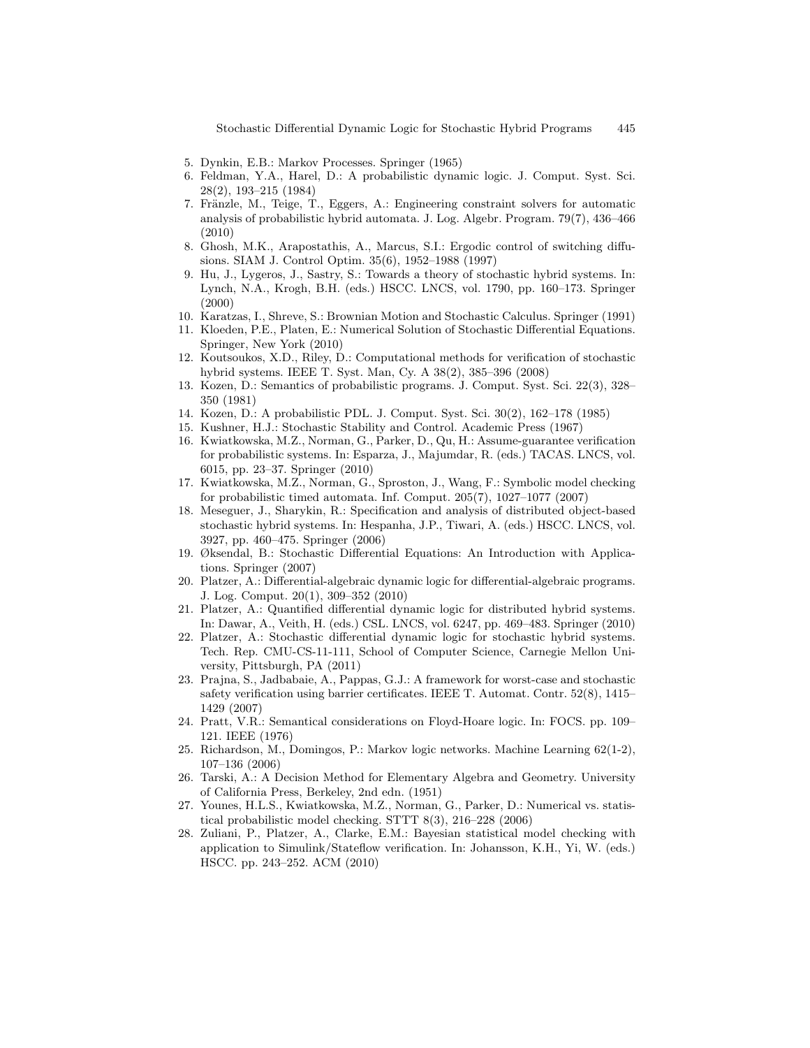5. Dynkin, E.B.: Markov Processes. Springer (1965)
6. Feldman, Y.A., Harel, D.: A probabilistic dynamic logic. J. Comput. Syst. Sci. 28(2), 193–215 (1984)
7. Fränzle, M., Teige, T., Eggers, A.: Engineering constraint solvers for automatic analysis of probabilistic hybrid automata. J. Log. Algebr. Program. 79(7), 436–466 (2010)
8. Ghosh, M.K., Arapostathis, A., Marcus, S.I.: Ergodic control of switching diffusions. SIAM J. Control Optim. 35(6), 1952–1988 (1997)
9. Hu, J., Lygeros, J., Sastry, S.: Towards a theory of stochastic hybrid systems. In: Lynch, N.A., Krogh, B.H. (eds.) HSCC. LNCS, vol. 1790, pp. 160–173. Springer (2000)
10. Karatzas, I., Shreve, S.: Brownian Motion and Stochastic Calculus. Springer (1991)
11. Kloeden, P.E., Platen, E.: Numerical Solution of Stochastic Differential Equations. Springer, New York (2010)
12. Koutsoukos, X.D., Riley, D.: Computational methods for verification of stochastic hybrid systems. IEEE T. Syst. Man, Cy. A 38(2), 385–396 (2008)
13. Kozen, D.: Semantics of probabilistic programs. J. Comput. Syst. Sci. 22(3), 328–350 (1981)
14. Kozen, D.: A probabilistic PDL. J. Comput. Syst. Sci. 30(2), 162–178 (1985)
15. Kushner, H.J.: Stochastic Stability and Control. Academic Press (1967)
16. Kwiatkowska, M.Z., Norman, G., Parker, D., Qu, H.: Assume-guarantee verification for probabilistic systems. In: Esparza, J., Majumdar, R. (eds.) TACAS. LNCS, vol. 6015, pp. 23–37. Springer (2010)
17. Kwiatkowska, M.Z., Norman, G., Sproston, J., Wang, F.: Symbolic model checking for probabilistic timed automata. Inf. Comput. 205(7), 1027–1077 (2007)
18. Meseguer, J., Sharykin, R.: Specification and analysis of distributed object-based stochastic hybrid systems. In: Hespanha, J.P., Tiwari, A. (eds.) HSCC. LNCS, vol. 3927, pp. 460–475. Springer (2006)
19. Øksendal, B.: Stochastic Differential Equations: An Introduction with Applications. Springer (2007)
20. Platzer, A.: Differential-algebraic dynamic logic for differential-algebraic programs. J. Log. Comput. 20(1), 309–352 (2010)
21. Platzer, A.: Quantified differential dynamic logic for distributed hybrid systems. In: Dawar, A., Veith, H. (eds.) CSL. LNCS, vol. 6247, pp. 469–483. Springer (2010)
22. Platzer, A.: Stochastic differential dynamic logic for stochastic hybrid systems. Tech. Rep. CMU-CS-11-111, School of Computer Science, Carnegie Mellon University, Pittsburgh, PA (2011)
23. Prajna, S., Jadbabaie, A., Pappas, G.J.: A framework for worst-case and stochastic safety verification using barrier certificates. IEEE T. Automat. Contr. 52(8), 1415–1429 (2007)
24. Pratt, V.R.: Semantical considerations on Floyd-Hoare logic. In: FOCS. pp. 109–121. IEEE (1976)
25. Richardson, M., Domingos, P.: Markov logic networks. Machine Learning 62(1-2), 107–136 (2006)
26. Tarski, A.: A Decision Method for Elementary Algebra and Geometry. University of California Press, Berkeley, 2nd edn. (1951)
27. Younes, H.L.S., Kwiatkowska, M.Z., Norman, G., Parker, D.: Numerical vs. statistical probabilistic model checking. STTT 8(3), 216–228 (2006)
28. Zuliani, P., Platzer, A., Clarke, E.M.: Bayesian statistical model checking with application to Simulink/Stateflow verification. In: Johansson, K.H., Yi, W. (eds.) HSCC. pp. 243–252. ACM (2010)